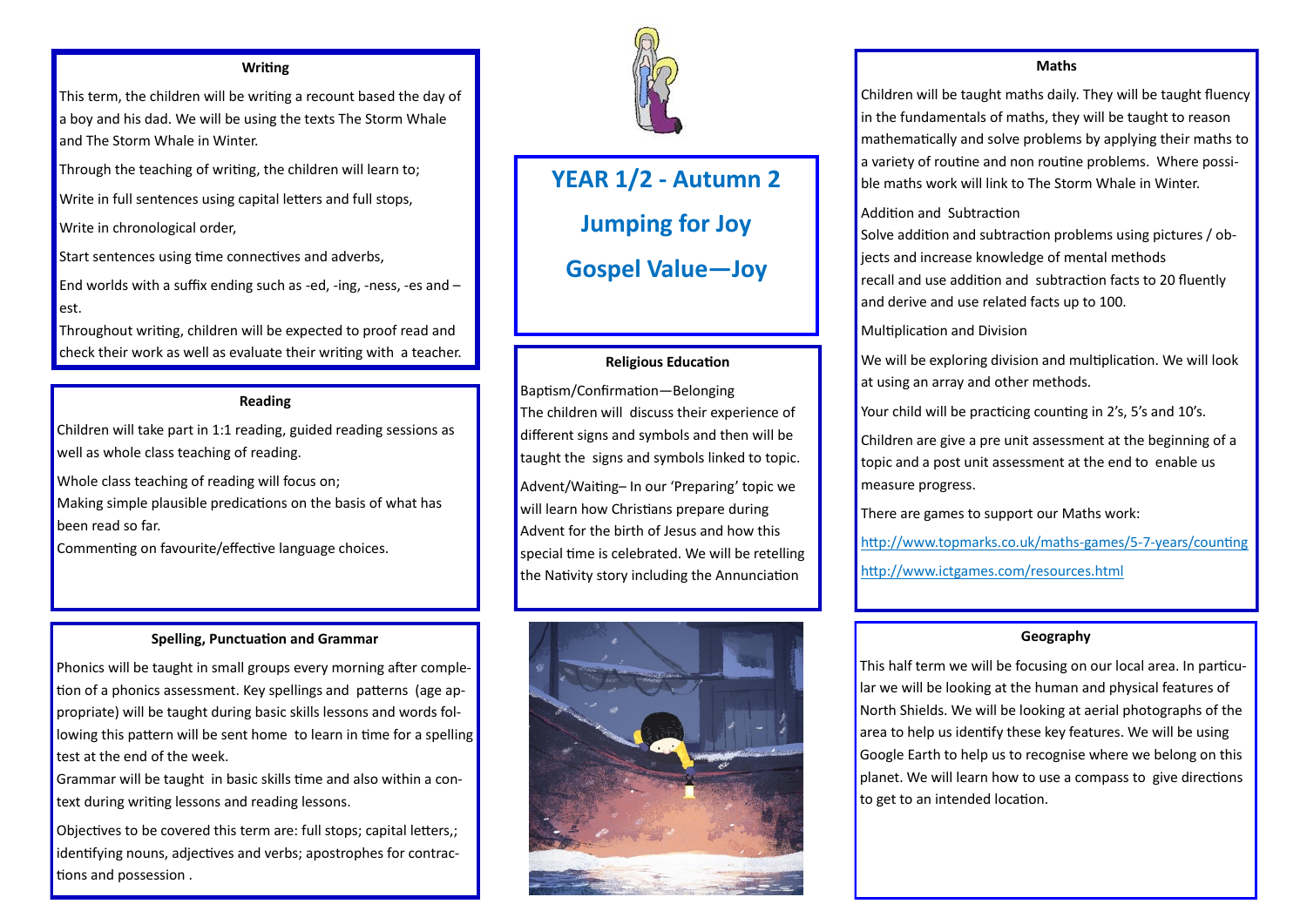# YEAR 1/2 - Autumn 2

# Jumping for Joy

# Gospel Value—Joy

### Writing

This term, the children will be writing a recount based the day of a boy and his dad. We will be using the texts The Storm Whale and The Storm Whale in Winter.

Through the teaching of writing, the children will learn to;

Write in full sentences using capital letters and full stops,

Write in chronological order,

Start sentences using time connectives and adverbs,

End worlds with a suffix ending such as -ed, -ing, -ness, -es and –est.

Throughout writing, children will be expected to proof read and check their work as well as evaluate their writing with a teacher.

### Reading

Children will take part in 1:1 reading, guided reading sessions as well as whole class teaching of reading.

Whole class teaching of reading will focus on;
Making simple plausible predications on the basis of what has been read so far.
Commenting on favourite/effective language choices.

### Spelling, Punctuation and Grammar

Phonics will be taught in small groups every morning after completion of a phonics assessment. Key spellings and patterns (age appropriate) will be taught during basic skills lessons and words following this pattern will be sent home to learn in time for a spelling test at the end of the week.
Grammar will be taught in basic skills time and also within a context during writing lessons and reading lessons.

Objectives to be covered this term are: full stops; capital letters,; identifying nouns, adjectives and verbs; apostrophes for contractions and possession .

### Religious Education

Baptism/Confirmation—Belonging
The children will discuss their experience of different signs and symbols and then will be taught the signs and symbols linked to topic.

Advent/Waiting– In our 'Preparing' topic we will learn how Christians prepare during Advent for the birth of Jesus and how this special time is celebrated. We will be retelling the Nativity story including the Annunciation

### Maths

Children will be taught maths daily. They will be taught fluency in the fundamentals of maths, they will be taught to reason mathematically and solve problems by applying their maths to a variety of routine and non routine problems. Where possible maths work will link to The Storm Whale in Winter.

Addition and Subtraction
Solve addition and subtraction problems using pictures / objects and increase knowledge of mental methods
recall and use addition and subtraction facts to 20 fluently and derive and use related facts up to 100.

Multiplication and Division

We will be exploring division and multiplication. We will look at using an array and other methods.

Your child will be practicing counting in 2's, 5's and 10's.

Children are give a pre unit assessment at the beginning of a topic and a post unit assessment at the end to enable us measure progress.

There are games to support our Maths work:

http://www.topmarks.co.uk/maths-games/5-7-years/counting

http://www.ictgames.com/resources.html

### Geography

This half term we will be focusing on our local area. In particular we will be looking at the human and physical features of North Shields. We will be looking at aerial photographs of the area to help us identify these key features. We will be using Google Earth to help us to recognise where we belong on this planet. We will learn how to use a compass to give directions to get to an intended location.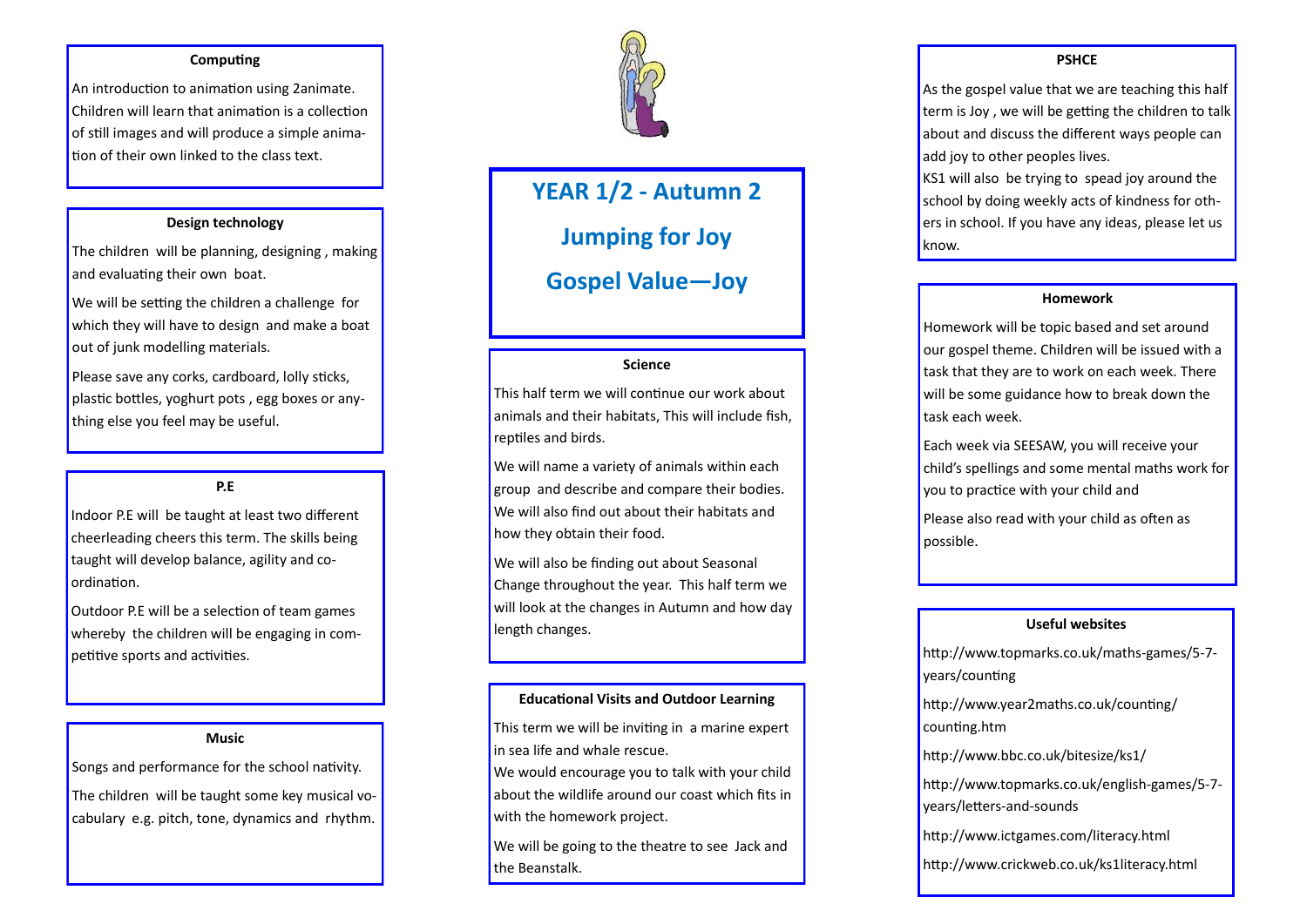## Computing

An introduction to animation using 2animate. Children will learn that animation is a collection of still images and will produce a simple animation of their own linked to the class text.

## Design technology

The children will be planning, designing , making and evaluating their own boat.

We will be setting the children a challenge for which they will have to design and make a boat out of junk modelling materials.

Please save any corks, cardboard, lolly sticks, plastic bottles, yoghurt pots , egg boxes or anything else you feel may be useful.

## P.E

Indoor P.E will be taught at least two different cheerleading cheers this term. The skills being taught will develop balance, agility and co-ordination.

Outdoor P.E will be a selection of team games whereby the children will be engaging in competitive sports and activities.

## Music

Songs and performance for the school nativity.

The children will be taught some key musical vocabulary e.g. pitch, tone, dynamics and rhythm.

# YEAR 1/2 - Autumn 2

# Jumping for Joy

# Gospel Value—Joy

## Science

This half term we will continue our work about animals and their habitats, This will include fish, reptiles and birds.

We will name a variety of animals within each group and describe and compare their bodies. We will also find out about their habitats and how they obtain their food.

We will also be finding out about Seasonal Change throughout the year. This half term we will look at the changes in Autumn and how day length changes.

## Educational Visits and Outdoor Learning

This term we will be inviting in a marine expert in sea life and whale rescue.
We would encourage you to talk with your child about the wildlife around our coast which fits in with the homework project.

We will be going to the theatre to see Jack and the Beanstalk.

## PSHCE

As the gospel value that we are teaching this half term is Joy , we will be getting the children to talk about and discuss the different ways people can add joy to other peoples lives.
KS1 will also be trying to spead joy around the school by doing weekly acts of kindness for others in school. If you have any ideas, please let us know.

## Homework

Homework will be topic based and set around our gospel theme. Children will be issued with a task that they are to work on each week. There will be some guidance how to break down the task each week.

Each week via SEESAW, you will receive your child's spellings and some mental maths work for you to practice with your child and

Please also read with your child as often as possible.

## Useful websites

http://www.topmarks.co.uk/maths-games/5-7-years/counting

http://www.year2maths.co.uk/counting/counting.htm

http://www.bbc.co.uk/bitesize/ks1/

http://www.topmarks.co.uk/english-games/5-7-years/letters-and-sounds

http://www.ictgames.com/literacy.html

http://www.crickweb.co.uk/ks1literacy.html